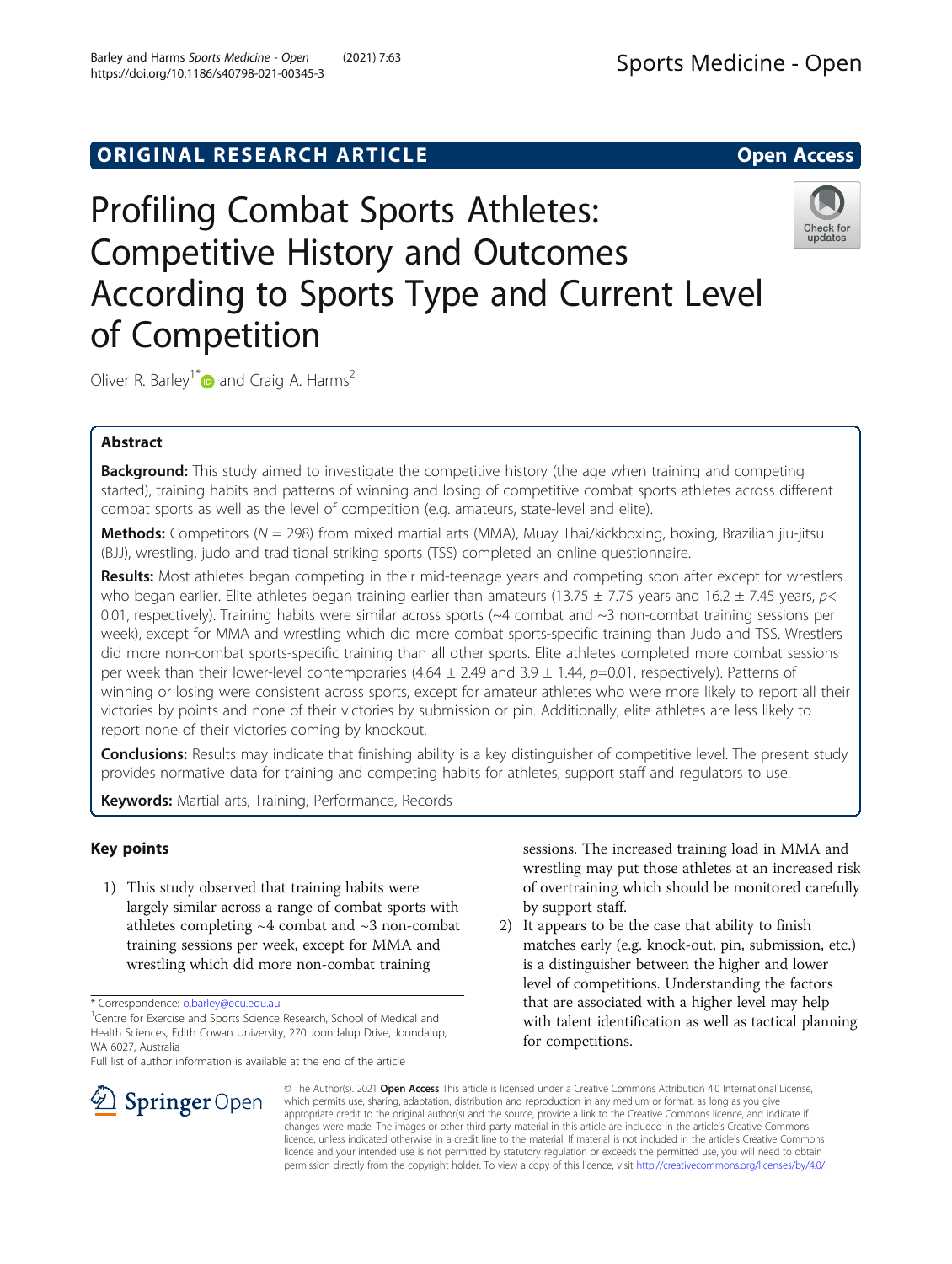ORIGINAL RESEARCH ARTICLE

Open Access

# Profiling Combat Sports Athletes: Competitive History and Outcomes According to Sports Type and Current Level of Competition

Oliver R. Barley[1*] and Craig A. Harms[2]

## Abstract

**Background:** This study aimed to investigate the competitive history (the age when training and competing started), training habits and patterns of winning and losing of competitive combat sports athletes across different combat sports as well as the level of competition (e.g. amateurs, state-level and elite).

**Methods:** Competitors ($N$ = 298) from mixed martial arts (MMA), Muay Thai/kickboxing, boxing, Brazilian jiu-jitsu (BJJ), wrestling, judo and traditional striking sports (TSS) completed an online questionnaire.

**Results:** Most athletes began competing in their mid-teenage years and competing soon after except for wrestlers who began earlier. Elite athletes began training earlier than amateurs (13.75 ± 7.75 years and 16.2 ± 7.45 years, $p$< 0.01, respectively). Training habits were similar across sports (~4 combat and ~3 non-combat training sessions per week), except for MMA and wrestling which did more combat sports-specific training than Judo and TSS. Wrestlers did more non-combat sports-specific training than all other sports. Elite athletes completed more combat sessions per week than their lower-level contemporaries (4.64 ± 2.49 and 3.9 ± 1.44, $p$=0.01, respectively). Patterns of winning or losing were consistent across sports, except for amateur athletes who were more likely to report all their victories by points and none of their victories by submission or pin. Additionally, elite athletes are less likely to report none of their victories coming by knockout.

**Conclusions:** Results may indicate that finishing ability is a key distinguisher of competitive level. The present study provides normative data for training and competing habits for athletes, support staff and regulators to use.

**Keywords:** Martial arts, Training, Performance, Records

## Key points

1) This study observed that training habits were largely similar across a range of combat sports with athletes completing ~4 combat and ~3 non-combat training sessions per week, except for MMA and wrestling which did more non-combat training sessions. The increased training load in MMA and wrestling may put those athletes at an increased risk of overtraining which should be monitored carefully by support staff.
2) It appears to be the case that ability to finish matches early (e.g. knock-out, pin, submission, etc.) is a distinguisher between the higher and lower level of competitions. Understanding the factors that are associated with a higher level may help with talent identification as well as tactical planning for competitions.

\* Correspondence: o.barley@ecu.edu.au
[1]Centre for Exercise and Sports Science Research, School of Medical and Health Sciences, Edith Cowan University, 270 Joondalup Drive, Joondalup, WA 6027, Australia
Full list of author information is available at the end of the article

© The Author(s). 2021 **Open Access** This article is licensed under a Creative Commons Attribution 4.0 International License, which permits use, sharing, adaptation, distribution and reproduction in any medium or format, as long as you give appropriate credit to the original author(s) and the source, provide a link to the Creative Commons licence, and indicate if changes were made. The images or other third party material in this article are included in the article's Creative Commons licence, unless indicated otherwise in a credit line to the material. If material is not included in the article's Creative Commons licence and your intended use is not permitted by statutory regulation or exceeds the permitted use, you will need to obtain permission directly from the copyright holder. To view a copy of this licence, visit http://creativecommons.org/licenses/by/4.0/.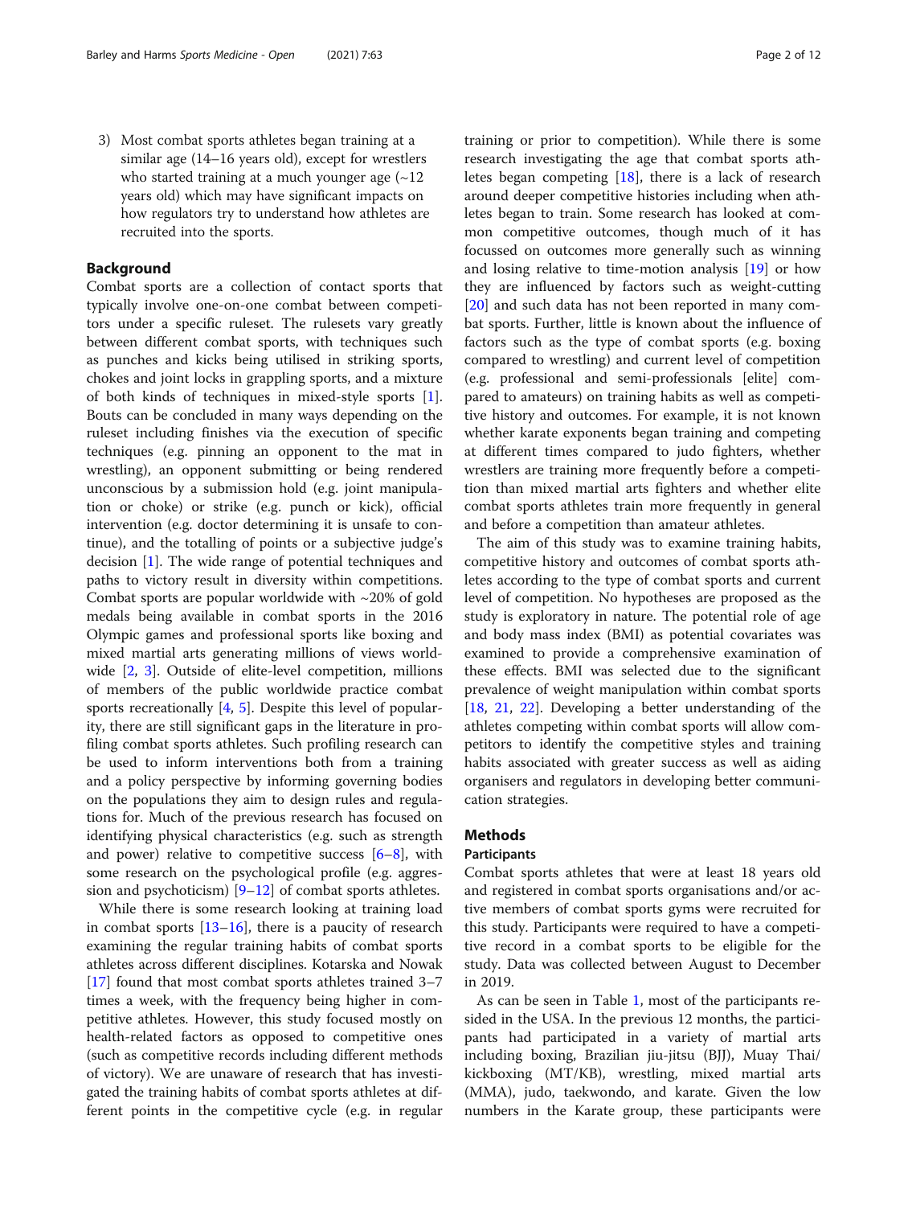3) Most combat sports athletes began training at a similar age (14–16 years old), except for wrestlers who started training at a much younger age (~12 years old) which may have significant impacts on how regulators try to understand how athletes are recruited into the sports.

## Background

Combat sports are a collection of contact sports that typically involve one-on-one combat between competitors under a specific ruleset. The rulesets vary greatly between different combat sports, with techniques such as punches and kicks being utilised in striking sports, chokes and joint locks in grappling sports, and a mixture of both kinds of techniques in mixed-style sports [1]. Bouts can be concluded in many ways depending on the ruleset including finishes via the execution of specific techniques (e.g. pinning an opponent to the mat in wrestling), an opponent submitting or being rendered unconscious by a submission hold (e.g. joint manipulation or choke) or strike (e.g. punch or kick), official intervention (e.g. doctor determining it is unsafe to continue), and the totalling of points or a subjective judge's decision [1]. The wide range of potential techniques and paths to victory result in diversity within competitions. Combat sports are popular worldwide with ~20% of gold medals being available in combat sports in the 2016 Olympic games and professional sports like boxing and mixed martial arts generating millions of views worldwide [2, 3]. Outside of elite-level competition, millions of members of the public worldwide practice combat sports recreationally [4, 5]. Despite this level of popularity, there are still significant gaps in the literature in profiling combat sports athletes. Such profiling research can be used to inform interventions both from a training and a policy perspective by informing governing bodies on the populations they aim to design rules and regulations for. Much of the previous research has focused on identifying physical characteristics (e.g. such as strength and power) relative to competitive success [6–8], with some research on the psychological profile (e.g. aggression and psychoticism) [9–12] of combat sports athletes.

While there is some research looking at training load in combat sports [13–16], there is a paucity of research examining the regular training habits of combat sports athletes across different disciplines. Kotarska and Nowak [17] found that most combat sports athletes trained 3–7 times a week, with the frequency being higher in competitive athletes. However, this study focused mostly on health-related factors as opposed to competitive ones (such as competitive records including different methods of victory). We are unaware of research that has investigated the training habits of combat sports athletes at different points in the competitive cycle (e.g. in regular training or prior to competition). While there is some research investigating the age that combat sports athletes began competing [18], there is a lack of research around deeper competitive histories including when athletes began to train. Some research has looked at common competitive outcomes, though much of it has focussed on outcomes more generally such as winning and losing relative to time-motion analysis [19] or how they are influenced by factors such as weight-cutting [20] and such data has not been reported in many combat sports. Further, little is known about the influence of factors such as the type of combat sports (e.g. boxing compared to wrestling) and current level of competition (e.g. professional and semi-professionals [elite] compared to amateurs) on training habits as well as competitive history and outcomes. For example, it is not known whether karate exponents began training and competing at different times compared to judo fighters, whether wrestlers are training more frequently before a competition than mixed martial arts fighters and whether elite combat sports athletes train more frequently in general and before a competition than amateur athletes.

The aim of this study was to examine training habits, competitive history and outcomes of combat sports athletes according to the type of combat sports and current level of competition. No hypotheses are proposed as the study is exploratory in nature. The potential role of age and body mass index (BMI) as potential covariates was examined to provide a comprehensive examination of these effects. BMI was selected due to the significant prevalence of weight manipulation within combat sports [18, 21, 22]. Developing a better understanding of the athletes competing within combat sports will allow competitors to identify the competitive styles and training habits associated with greater success as well as aiding organisers and regulators in developing better communication strategies.

## Methods

### Participants

Combat sports athletes that were at least 18 years old and registered in combat sports organisations and/or active members of combat sports gyms were recruited for this study. Participants were required to have a competitive record in a combat sports to be eligible for the study. Data was collected between August to December in 2019.

As can be seen in Table 1, most of the participants resided in the USA. In the previous 12 months, the participants had participated in a variety of martial arts including boxing, Brazilian jiu-jitsu (BJJ), Muay Thai/kickboxing (MT/KB), wrestling, mixed martial arts (MMA), judo, taekwondo, and karate. Given the low numbers in the Karate group, these participants were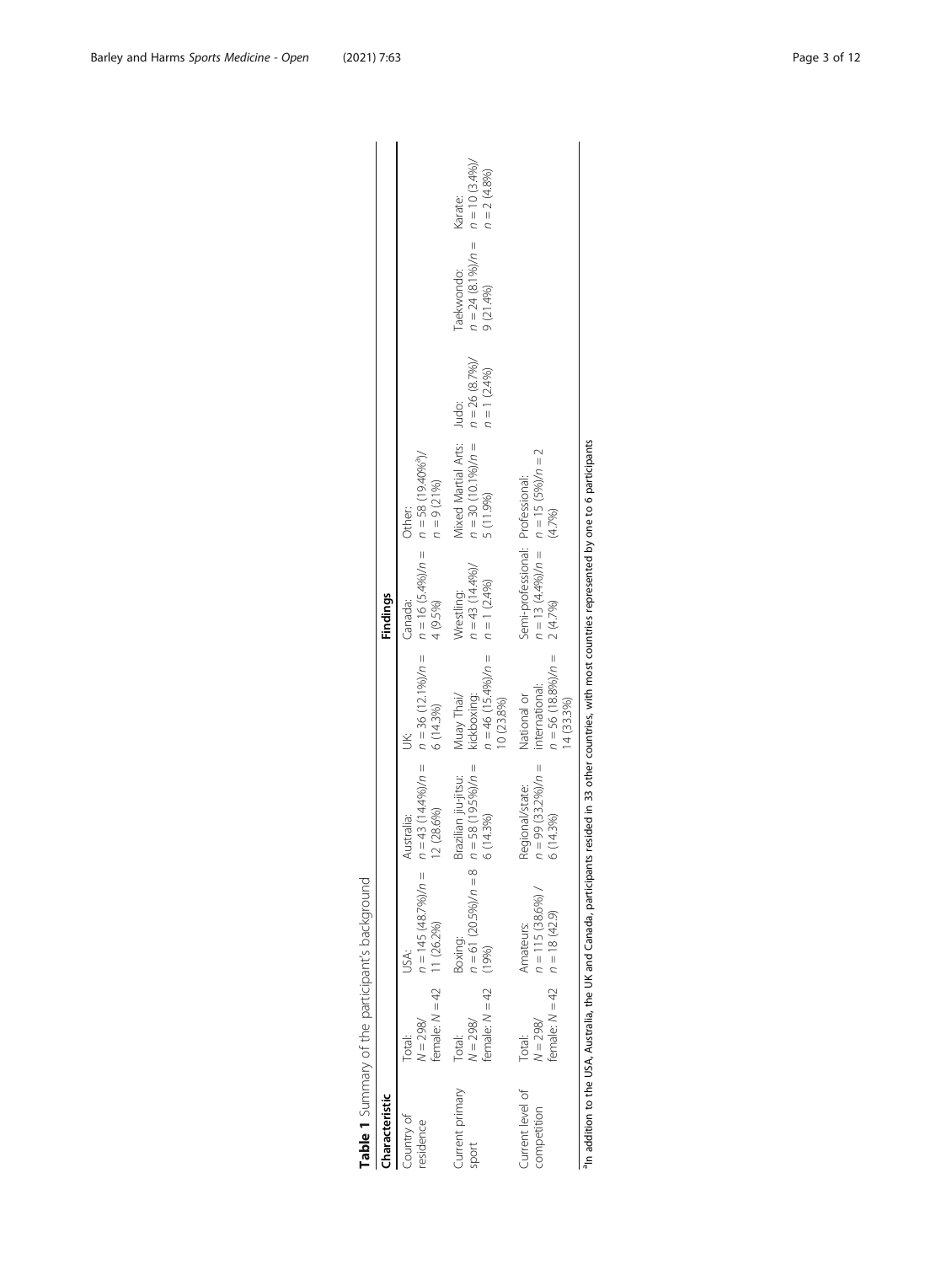**Table 1** Summary of the participant's background

| Characteristic | Findings | | | | | | | | |
|---|---|---|---|---|---|---|---|---|---|
| Country of residence | Total: $N = 298$/ female: $N = 42$ | USA: $n = 145$ (48.7%)/$n = 11$ (26.2%) | Australia: $n = 43$ (14.4%)/$n = 12$ (28.6%) | UK: $n = 36$ (12.1%)/$n = 6$ (14.3%) | Canada: $n = 16$ (5.4%)/$n = 4$ (9.5%) | Other: $n = 58$ (19.40%[a])/ $n = 9$ (21%) | | | |
| Current primary sport | Total: $N = 298$/ female: $N = 42$ | Boxing: $n = 61$ (20.5%)/$n = 8$ (19%) | Brazilian jiu-jitsu: $n = 58$ (19.5%)/$n = 6$ (14.3%) | Muay Thai/ kickboxing: $n = 46$ (15.4%)/$n = 10$ (23.8%) | Wrestling: $n = 43$ (14.4%)/ $n = 1$ (2.4%) | Mixed Martial Arts: $n = 30$ (10.1%)/$n = 5$ (11.9%) | Judo: $n = 26$ (8.7%)/ $n = 1$ (2.4%) | Taekwondo: $n = 24$ (8.1%)/$n = 9$ (21.4%) | Karate: $n = 10$ (3.4%)/ $n = 2$ (4.8%) |
| Current level of competition | Total: $N = 298$/ female: $N = 42$ | Amateurs: $n = 115$ (38.6%) / $n = 18$ (42.9) | Regional/state: $n = 99$ (33.2%)/$n = 6$ (14.3%) | National or international: $n = 56$ (18.8%)/$n = 14$ (33.3%) | Semi-professional: $n = 13$ (4.4%)/$n = 2$ (4.7%) | Professional: $n = 15$ (5%)/$n = 2$ (4.7%) | | | |

[a]In addition to the USA, Australia, the UK and Canada, participants resided in 33 other countries, with most countries represented by one to 6 participants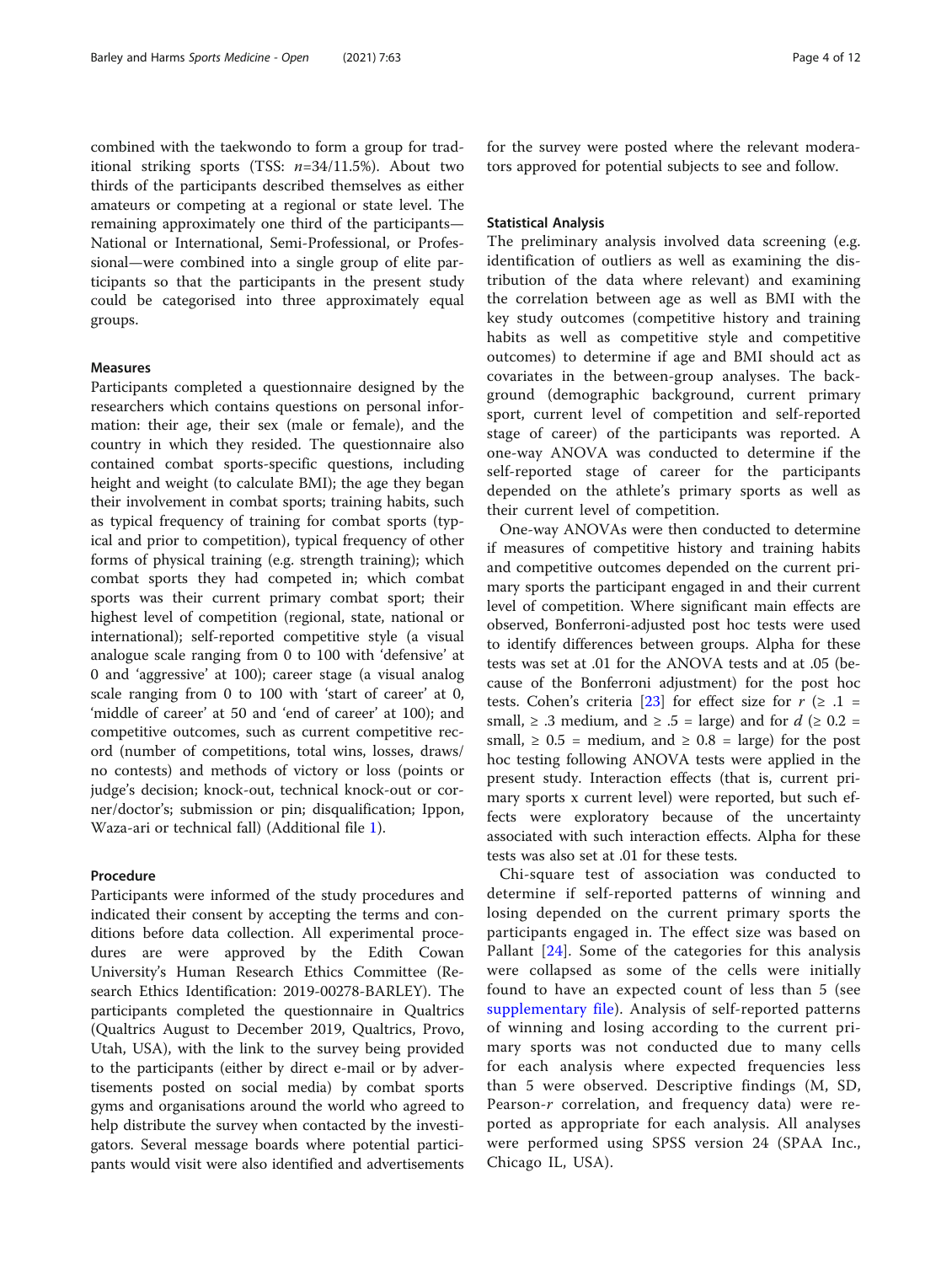combined with the taekwondo to form a group for traditional striking sports (TSS: $n$=34/11.5%). About two thirds of the participants described themselves as either amateurs or competing at a regional or state level. The remaining approximately one third of the participants—National or International, Semi-Professional, or Professional—were combined into a single group of elite participants so that the participants in the present study could be categorised into three approximately equal groups.

### Measures

Participants completed a questionnaire designed by the researchers which contains questions on personal information: their age, their sex (male or female), and the country in which they resided. The questionnaire also contained combat sports-specific questions, including height and weight (to calculate BMI); the age they began their involvement in combat sports; training habits, such as typical frequency of training for combat sports (typical and prior to competition), typical frequency of other forms of physical training (e.g. strength training); which combat sports they had competed in; which combat sports was their current primary combat sport; their highest level of competition (regional, state, national or international); self-reported competitive style (a visual analogue scale ranging from 0 to 100 with 'defensive' at 0 and 'aggressive' at 100); career stage (a visual analog scale ranging from 0 to 100 with 'start of career' at 0, 'middle of career' at 50 and 'end of career' at 100); and competitive outcomes, such as current competitive record (number of competitions, total wins, losses, draws/no contests) and methods of victory or loss (points or judge's decision; knock-out, technical knock-out or corner/doctor's; submission or pin; disqualification; Ippon, Waza-ari or technical fall) (Additional file 1).

### Procedure

Participants were informed of the study procedures and indicated their consent by accepting the terms and conditions before data collection. All experimental procedures are were approved by the Edith Cowan University's Human Research Ethics Committee (Research Ethics Identification: 2019-00278-BARLEY). The participants completed the questionnaire in Qualtrics (Qualtrics August to December 2019, Qualtrics, Provo, Utah, USA), with the link to the survey being provided to the participants (either by direct e-mail or by advertisements posted on social media) by combat sports gyms and organisations around the world who agreed to help distribute the survey when contacted by the investigators. Several message boards where potential participants would visit were also identified and advertisements for the survey were posted where the relevant moderators approved for potential subjects to see and follow.

### Statistical Analysis

The preliminary analysis involved data screening (e.g. identification of outliers as well as examining the distribution of the data where relevant) and examining the correlation between age as well as BMI with the key study outcomes (competitive history and training habits as well as competitive style and competitive outcomes) to determine if age and BMI should act as covariates in the between-group analyses. The background (demographic background, current primary sport, current level of competition and self-reported stage of career) of the participants was reported. A one-way ANOVA was conducted to determine if the self-reported stage of career for the participants depended on the athlete's primary sports as well as their current level of competition.

One-way ANOVAs were then conducted to determine if measures of competitive history and training habits and competitive outcomes depended on the current primary sports the participant engaged in and their current level of competition. Where significant main effects are observed, Bonferroni-adjusted post hoc tests were used to identify differences between groups. Alpha for these tests was set at .01 for the ANOVA tests and at .05 (because of the Bonferroni adjustment) for the post hoc tests. Cohen's criteria [23] for effect size for $r$ ($\geq .1$ = small, $\geq .3$ medium, and $\geq .5$ = large) and for $d$ ($\geq 0.2$ = small, $\geq 0.5$ = medium, and $\geq 0.8$ = large) for the post hoc testing following ANOVA tests were applied in the present study. Interaction effects (that is, current primary sports x current level) were reported, but such effects were exploratory because of the uncertainty associated with such interaction effects. Alpha for these tests was also set at .01 for these tests.

Chi-square test of association was conducted to determine if self-reported patterns of winning and losing depended on the current primary sports the participants engaged in. The effect size was based on Pallant [24]. Some of the categories for this analysis were collapsed as some of the cells were initially found to have an expected count of less than 5 (see supplementary file). Analysis of self-reported patterns of winning and losing according to the current primary sports was not conducted due to many cells for each analysis where expected frequencies less than 5 were observed. Descriptive findings (M, SD, Pearson-$r$ correlation, and frequency data) were reported as appropriate for each analysis. All analyses were performed using SPSS version 24 (SPAA Inc., Chicago IL, USA).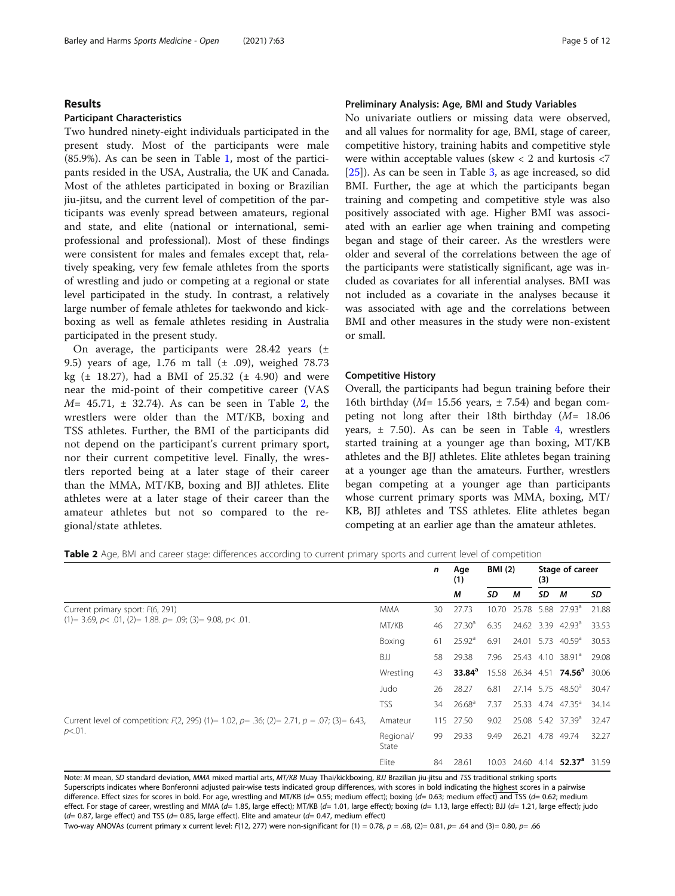## Results

### Participant Characteristics

Two hundred ninety-eight individuals participated in the present study. Most of the participants were male (85.9%). As can be seen in Table 1, most of the participants resided in the USA, Australia, the UK and Canada. Most of the athletes participated in boxing or Brazilian jiu-jitsu, and the current level of competition of the participants was evenly spread between amateurs, regional and state, and elite (national or international, semi-professional and professional). Most of these findings were consistent for males and females except that, relatively speaking, very few female athletes from the sports of wrestling and judo or competing at a regional or state level participated in the study. In contrast, a relatively large number of female athletes for taekwondo and kickboxing as well as female athletes residing in Australia participated in the present study.

On average, the participants were 28.42 years (± 9.5) years of age, 1.76 m tall (± .09), weighed 78.73 kg (± 18.27), had a BMI of 25.32 (± 4.90) and were near the mid-point of their competitive career (VAS *M*= 45.71, ± 32.74). As can be seen in Table 2, the wrestlers were older than the MT/KB, boxing and TSS athletes. Further, the BMI of the participants did not depend on the participant's current primary sport, nor their current competitive level. Finally, the wrestlers reported being at a later stage of their career than the MMA, MT/KB, boxing and BJJ athletes. Elite athletes were at a later stage of their career than the amateur athletes but not so compared to the regional/state athletes.

### Preliminary Analysis: Age, BMI and Study Variables

No univariate outliers or missing data were observed, and all values for normality for age, BMI, stage of career, competitive history, training habits and competitive style were within acceptable values (skew < 2 and kurtosis <7 [25]). As can be seen in Table 3, as age increased, so did BMI. Further, the age at which the participants began training and competing and competitive style was also positively associated with age. Higher BMI was associated with an earlier age when training and competing began and stage of their career. As the wrestlers were older and several of the correlations between the age of the participants were statistically significant, age was included as covariates for all inferential analyses. BMI was not included as a covariate in the analyses because it was associated with age and the correlations between BMI and other measures in the study were non-existent or small.

### Competitive History

Overall, the participants had begun training before their 16th birthday (*M*= 15.56 years, ± 7.54) and began competing not long after their 18th birthday (*M*= 18.06 years, ± 7.50). As can be seen in Table 4, wrestlers started training at a younger age than boxing, MT/KB athletes and the BJJ athletes. Elite athletes began training at a younger age than the amateurs. Further, wrestlers began competing at a younger age than participants whose current primary sports was MMA, boxing, MT/KB, BJJ athletes and TSS athletes. Elite athletes began competing at an earlier age than the amateur athletes.

**Table 2** Age, BMI and career stage: differences according to current primary sports and current level of competition

| | | *n* | Age (1) | BMI (2) | | Stage of career (3) | | |
|---|---|---|---|---|---|---|---|---|
| | | | *M* | *SD* | *M* | *SD* | *M* | *SD* |
| Current primary sport: $F(6, 291)$ (1)= 3.69, $p<.01$, (2)= 1.88. $p=.09$; (3)= 9.08, $p<.01$. | MMA | 30 | 27.73 | 10.70 | 25.78 | 5.88 | 27.93[a] | 21.88 |
| | MT/KB | 46 | 27.30[a] | 6.35 | 24.62 | 3.39 | 42.93[a] | 33.53 |
| | Boxing | 61 | 25.92[a] | 6.91 | 24.01 | 5.73 | 40.59[a] | 30.53 |
| | BJJ | 58 | 29.38 | 7.96 | 25.43 | 4.10 | 38.91[a] | 29.08 |
| | Wrestling | 43 | **33.84[a]** | 15.58 | 26.34 | 4.51 | **74.56[a]** | 30.06 |
| | Judo | 26 | 28.27 | 6.81 | 27.14 | 5.75 | 48.50[a] | 30.47 |
| | TSS | 34 | 26.68[a] | 7.37 | 25.33 | 4.74 | 47.35[a] | 34.14 |
| Current level of competition: $F(2, 295)$ (1)= 1.02, $p=.36$; (2)= 2.71, $p=.07$; (3)= 6.43, $p<.01$. | Amateur | 115 | 27.50 | 9.02 | 25.08 | 5.42 | 37.39[a] | 32.47 |
| | Regional/ State | 99 | 29.33 | 9.49 | 26.21 | 4.78 | 49.74 | 32.27 |
| | Elite | 84 | 28.61 | 10.03 | 24.60 | 4.14 | **52.37[a]** | 31.59 |

Note: *M* mean, *SD* standard deviation, *MMA* mixed martial arts, *MT/KB* Muay Thai/kickboxing, *BJJ* Brazilian jiu-jitsu and *TSS* traditional striking sports

Superscripts indicates where Bonferonni adjusted pair-wise tests indicated group differences, with scores in bold indicating the highest scores in a pairwise difference. Effect sizes for scores in bold. For age, wrestling and MT/KB (*d*= 0.55; medium effect); boxing (*d*= 0.63; medium effect) and TSS (*d*= 0.62; medium effect. For stage of career, wrestling and MMA (*d*= 1.85, large effect); MT/KB (*d*= 1.01, large effect); boxing (*d*= 1.13, large effect); BJJ (*d*= 1.21, large effect); judo (*d*= 0.87, large effect) and TSS (*d*= 0.85, large effect). Elite and amateur (*d*= 0.47, medium effect)

Two-way ANOVAs (current primary x current level: $F(12, 277)$ were non-significant for (1) = 0.78, $p=.68$, (2)= 0.81, $p=.64$ and (3)= 0.80, $p=.66$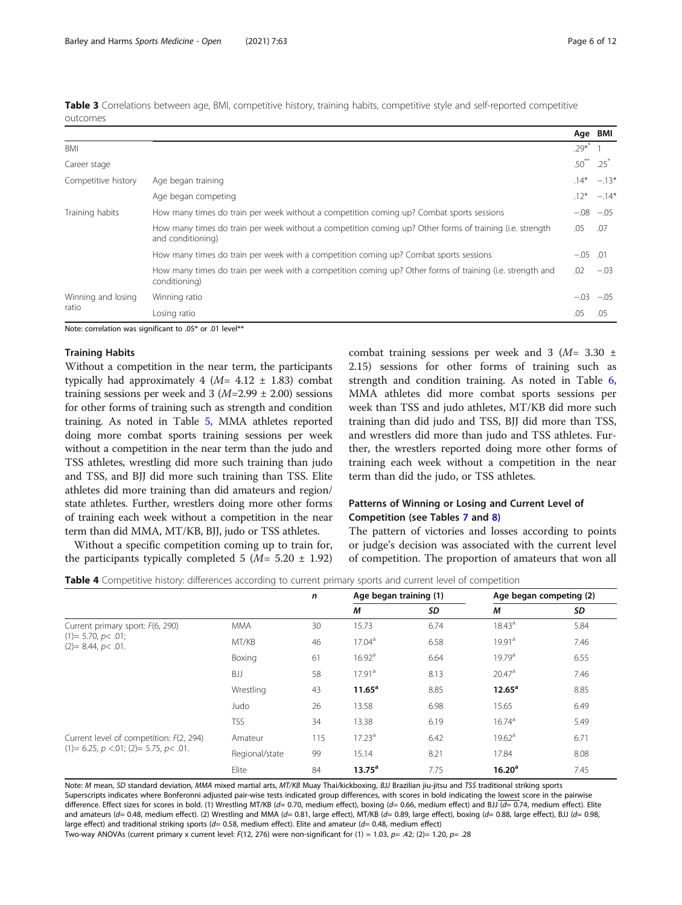**Table 3** Correlations between age, BMI, competitive history, training habits, competitive style and self-reported competitive outcomes

| | | Age | BMI |
|---|---|---|---|
| BMI | | .29** | 1 |
| Career stage | | .50** | .25* |
| Competitive history | Age began training | .14* | −.13* |
| | Age began competing | .12* | −.14* |
| Training habits | How many times do train per week without a competition coming up? Combat sports sessions | −.08 | −.05 |
| | How many times do train per week without a competition coming up? Other forms of training (i.e. strength and conditioning) | .05 | .07 |
| | How many times do train per week with a competition coming up? Combat sports sessions | −.05 | .01 |
| | How many times do train per week with a competition coming up? Other forms of training (i.e. strength and conditioning) | .02 | −.03 |
| Winning and losing ratio | Winning ratio | −.03 | −.05 |
| | Losing ratio | .05 | .05 |

Note: correlation was significant to .05* or .01 level**

### Training Habits

Without a competition in the near term, the participants typically had approximately 4 ($M$= 4.12 ± 1.83) combat training sessions per week and 3 ($M$=2.99 ± 2.00) sessions for other forms of training such as strength and condition training. As noted in Table 5, MMA athletes reported doing more combat sports training sessions per week without a competition in the near term than the judo and TSS athletes, wrestling did more such training than judo and TSS, and BJJ did more such training than TSS. Elite athletes did more training than did amateurs and region/state athletes. Further, wrestlers doing more other forms of training each week without a competition in the near term than did MMA, MT/KB, BJJ, judo or TSS athletes.

Without a specific competition coming up to train for, the participants typically completed 5 ($M$= 5.20 ± 1.92) combat training sessions per week and 3 ($M$= 3.30 ± 2.15) sessions for other forms of training such as strength and condition training. As noted in Table 6, MMA athletes did more combat sports sessions per week than TSS and judo athletes, MT/KB did more such training than did judo and TSS, BJJ did more than TSS, and wrestlers did more than judo and TSS athletes. Further, the wrestlers reported doing more other forms of training each week without a competition in the near term than did the judo, or TSS athletes.

### Patterns of Winning or Losing and Current Level of Competition (see Tables 7 and 8)

The pattern of victories and losses according to points or judge's decision was associated with the current level of competition. The proportion of amateurs that won all

**Table 4** Competitive history: differences according to current primary sports and current level of competition

| | | n | Age began training (1) | | Age began competing (2) | |
|---|---|---|---|---|---|---|
| | | | M | SD | M | SD |
| Current primary sport: $F(6, 290)$ (1)= 5.70, $p<.01$; (2)= 8.44, $p<.01$. | MMA | 30 | 15.73 | 6.74 | 18.43[a] | 5.84 |
| | MT/KB | 46 | 17.04[a] | 6.58 | 19.91[a] | 7.46 |
| | Boxing | 61 | 16.92[a] | 6.64 | 19.79[a] | 6.55 |
| | BJJ | 58 | 17.91[a] | 8.13 | 20.47[a] | 7.46 |
| | Wrestling | 43 | **11.65**[a] | 8.85 | **12.65**[a] | 8.85 |
| | Judo | 26 | 13.58 | 6.98 | 15.65 | 6.49 |
| | TSS | 34 | 13.38 | 6.19 | 16.74[a] | 5.49 |
| Current level of competition: $F(2, 294)$ (1)= 6.25, $p<.01$; (2)= 5.75, $p<.01$. | Amateur | 115 | 17.23[a] | 6.42 | 19.62[a] | 6.71 |
| | Regional/state | 99 | 15.14 | 8.21 | 17.84 | 8.08 |
| | Elite | 84 | **13.75**[a] | 7.75 | **16.20**[a] | 7.45 |

Note: *M* mean, *SD* standard deviation, *MMA* mixed martial arts, *MT/KB* Muay Thai/kickboxing, *BJJ* Brazilian jiu-jitsu and *TSS* traditional striking sports
Superscripts indicates where Bonferonni adjusted pair-wise tests indicated group differences, with scores in bold indicating the lowest score in the pairwise difference. Effect sizes for scores in bold. (1) Wrestling MT/KB ($d$= 0.70, medium effect), boxing ($d$= 0.66, medium effect) and BJJ ($d$= 0.74, medium effect). Elite and amateurs ($d$= 0.48, medium effect). (2) Wrestling and MMA ($d$= 0.81, large effect), MT/KB ($d$= 0.89, large effect), boxing ($d$= 0.88, large effect), BJJ ($d$= 0.98, large effect) and traditional striking sports ($d$= 0.58, medium effect). Elite and amateur ($d$= 0.48, medium effect)
Two-way ANOVAs (current primary x current level: $F(12, 276)$ were non-significant for (1) = 1.03, $p$= .42; (2)= 1.20, $p$= .28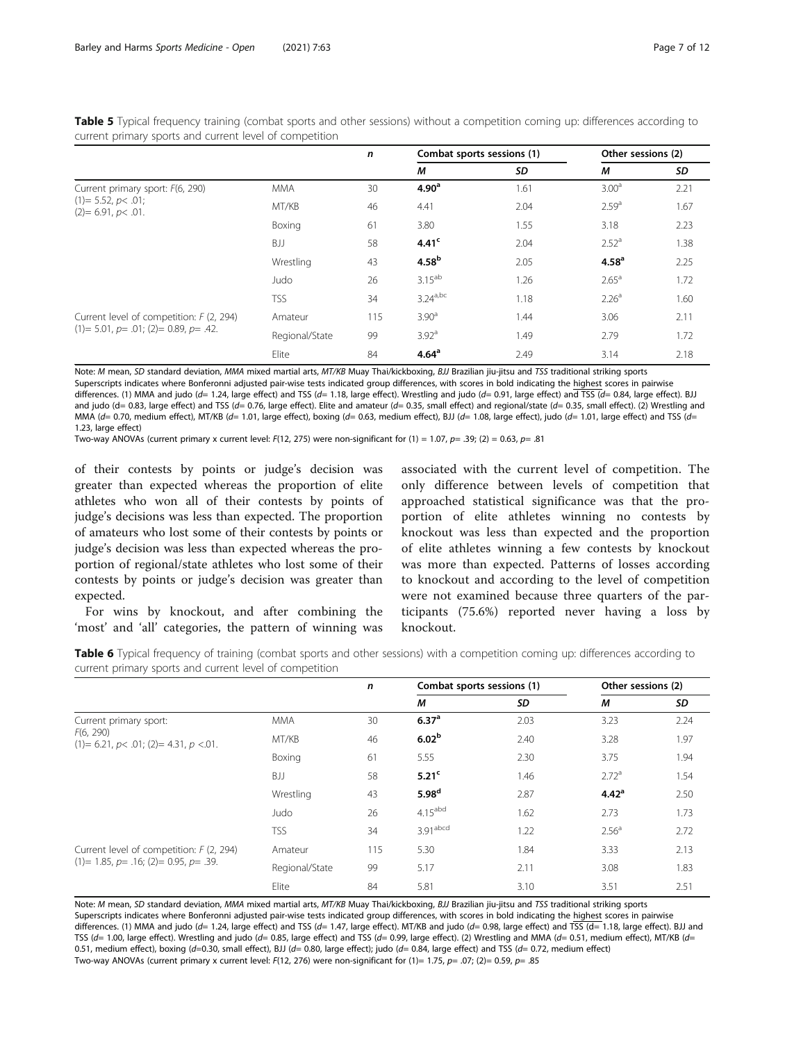**Table 5** Typical frequency training (combat sports and other sessions) without a competition coming up: differences according to current primary sports and current level of competition

| | | *n* | Combat sports sessions (1) | | Other sessions (2) | |
|---|---|---|---|---|---|---|
| | | | *M* | *SD* | *M* | *SD* |
| Current primary sport: *F*(6, 290) (1)= 5.52, *p*< .01; (2)= 6.91, *p*< .01. | MMA | 30 | **4.90$^{a}$** | 1.61 | 3.00$^{a}$ | 2.21 |
| | MT/KB | 46 | 4.41 | 2.04 | 2.59$^{a}$ | 1.67 |
| | Boxing | 61 | 3.80 | 1.55 | 3.18 | 2.23 |
| | BJJ | 58 | **4.41$^{c}$** | 2.04 | 2.52$^{a}$ | 1.38 |
| | Wrestling | 43 | **4.58$^{b}$** | 2.05 | **4.58$^{a}$** | 2.25 |
| | Judo | 26 | 3.15$^{ab}$ | 1.26 | 2.65$^{a}$ | 1.72 |
| | TSS | 34 | 3.24$^{a,bc}$ | 1.18 | 2.26$^{a}$ | 1.60 |
| Current level of competition: *F* (2, 294) (1)= 5.01, *p*= .01; (2)= 0.89, *p*= .42. | Amateur | 115 | 3.90$^{a}$ | 1.44 | 3.06 | 2.11 |
| | Regional/State | 99 | 3.92$^{a}$ | 1.49 | 2.79 | 1.72 |
| | Elite | 84 | **4.64$^{a}$** | 2.49 | 3.14 | 2.18 |

Note: *M* mean, *SD* standard deviation, *MMA* mixed martial arts, *MT/KB* Muay Thai/kickboxing, *BJJ* Brazilian jiu-jitsu and *TSS* traditional striking sports
Superscripts indicates where Bonferonni adjusted pair-wise tests indicated group differences, with scores in bold indicating the highest scores in pairwise differences. (1) MMA and judo (*d*= 1.24, large effect) and TSS (*d*= 1.18, large effect). Wrestling and judo (*d*= 0.91, large effect) and TSS (*d*= 0.84, large effect). BJJ and judo (d= 0.83, large effect) and TSS (*d*= 0.76, large effect). Elite and amateur (*d*= 0.35, small effect) and regional/state (*d*= 0.35, small effect). (2) Wrestling and MMA (*d*= 0.70, medium effect), MT/KB (*d*= 1.01, large effect), boxing (*d*= 0.63, medium effect), BJJ (*d*= 1.08, large effect), judo (*d*= 1.01, large effect) and TSS (*d*= 1.23, large effect)
Two-way ANOVAs (current primary x current level: *F*(12, 275) were non-significant for (1) = 1.07, *p*= .39; (2) = 0.63, *p*= .81

of their contests by points or judge's decision was greater than expected whereas the proportion of elite athletes who won all of their contests by points of judge's decisions was less than expected. The proportion of amateurs who lost some of their contests by points or judge's decision was less than expected whereas the proportion of regional/state athletes who lost some of their contests by points or judge's decision was greater than expected.

For wins by knockout, and after combining the 'most' and 'all' categories, the pattern of winning was associated with the current level of competition. The only difference between levels of competition that approached statistical significance was that the proportion of elite athletes winning no contests by knockout was less than expected and the proportion of elite athletes winning a few contests by knockout was more than expected. Patterns of losses according to knockout and according to the level of competition were not examined because three quarters of the participants (75.6%) reported never having a loss by knockout.

**Table 6** Typical frequency of training (combat sports and other sessions) with a competition coming up: differences according to current primary sports and current level of competition

| | | *n* | Combat sports sessions (1) | | Other sessions (2) | |
|---|---|---|---|---|---|---|
| | | | *M* | *SD* | *M* | *SD* |
| Current primary sport: *F*(6, 290) (1)= 6.21, *p*< .01; (2)= 4.31, *p* <.01. | MMA | 30 | **6.37$^{a}$** | 2.03 | 3.23 | 2.24 |
| | MT/KB | 46 | **6.02$^{b}$** | 2.40 | 3.28 | 1.97 |
| | Boxing | 61 | 5.55 | 2.30 | 3.75 | 1.94 |
| | BJJ | 58 | **5.21$^{c}$** | 1.46 | 2.72$^{a}$ | 1.54 |
| | Wrestling | 43 | **5.98$^{d}$** | 2.87 | **4.42$^{a}$** | 2.50 |
| | Judo | 26 | 4.15$^{abd}$ | 1.62 | 2.73 | 1.73 |
| | TSS | 34 | 3.91$^{abcd}$ | 1.22 | 2.56$^{a}$ | 2.72 |
| Current level of competition: *F* (2, 294) (1)= 1.85, *p*= .16; (2)= 0.95, *p*= .39. | Amateur | 115 | 5.30 | 1.84 | 3.33 | 2.13 |
| | Regional/State | 99 | 5.17 | 2.11 | 3.08 | 1.83 |
| | Elite | 84 | 5.81 | 3.10 | 3.51 | 2.51 |

Note: *M* mean, *SD* standard deviation, *MMA* mixed martial arts, *MT/KB* Muay Thai/kickboxing, *BJJ* Brazilian jiu-jitsu and *TSS* traditional striking sports
Superscripts indicates where Bonferonni adjusted pair-wise tests indicated group differences, with scores in bold indicating the highest scores in pairwise differences. (1) MMA and judo (*d*= 1.24, large effect) and TSS (*d*= 1.47, large effect). MT/KB and judo (*d*= 0.98, large effect) and TSS (*d*= 1.18, large effect). BJJ and TSS (*d*= 1.00, large effect). Wrestling and judo (*d*= 0.85, large effect) and TSS (*d*= 0.99, large effect). (2) Wrestling and MMA (*d*= 0.51, medium effect), MT/KB (*d*= 0.51, medium effect), boxing (*d*=0.30, small effect), BJJ (*d*= 0.80, large effect); judo (*d*= 0.84, large effect) and TSS (*d*= 0.72, medium effect)
Two-way ANOVAs (current primary x current level: *F*(12, 276) were non-significant for (1)= 1.75, *p*= .07; (2)= 0.59, *p*= .85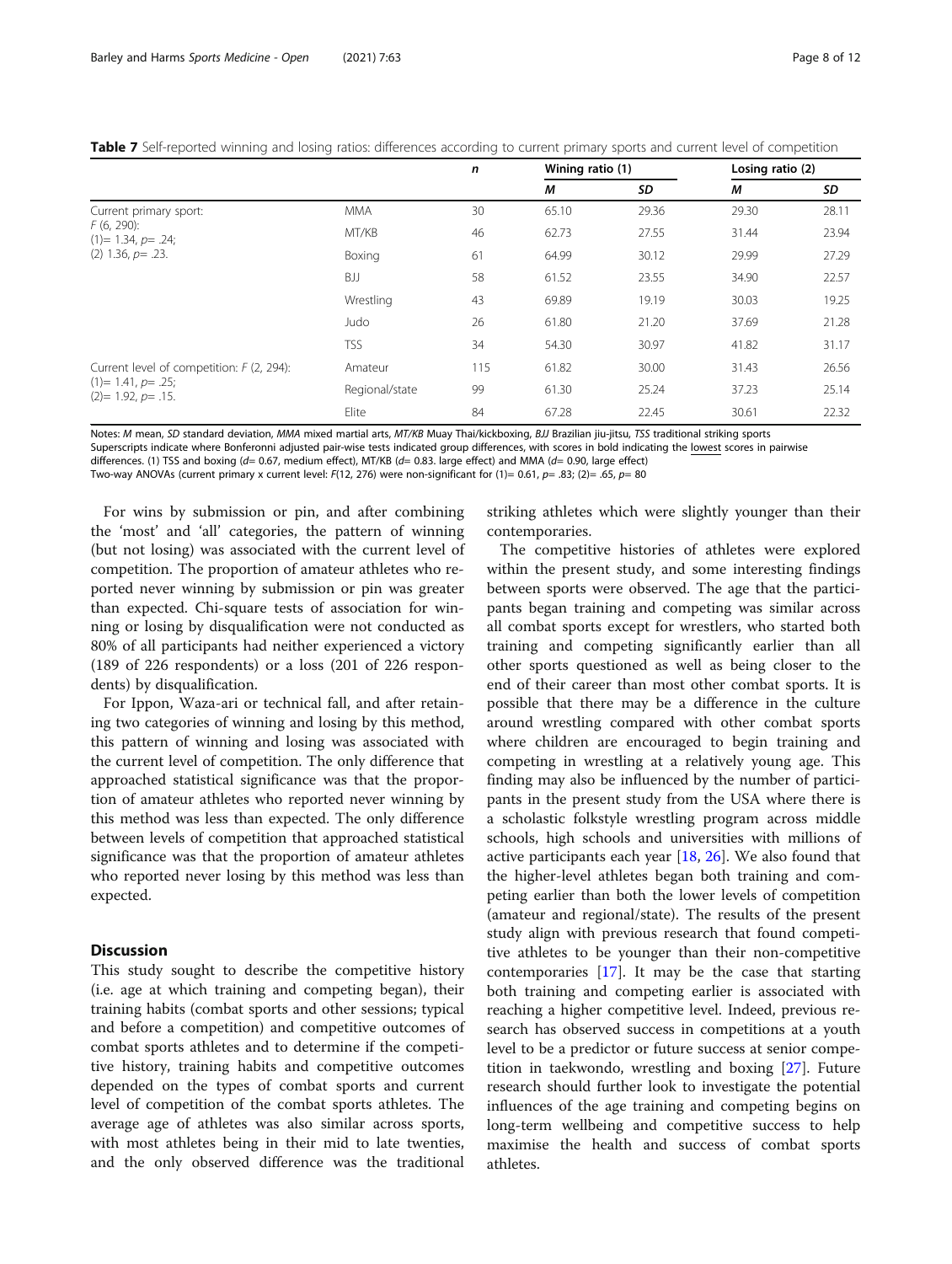**Table 7** Self-reported winning and losing ratios: differences according to current primary sports and current level of competition

| | | *n* | Wining ratio (1) | | Losing ratio (2) | |
|---|---|---|---|---|---|---|
| | | | *M* | *SD* | *M* | *SD* |
| Current primary sport: $F$ (6, 290): (1)= 1.34, $p$= .24; (2) 1.36, $p$= .23. | MMA | 30 | 65.10 | 29.36 | 29.30 | 28.11 |
| | MT/KB | 46 | 62.73 | 27.55 | 31.44 | 23.94 |
| | Boxing | 61 | 64.99 | 30.12 | 29.99 | 27.29 |
| | BJJ | 58 | 61.52 | 23.55 | 34.90 | 22.57 |
| | Wrestling | 43 | 69.89 | 19.19 | 30.03 | 19.25 |
| | Judo | 26 | 61.80 | 21.20 | 37.69 | 21.28 |
| | TSS | 34 | 54.30 | 30.97 | 41.82 | 31.17 |
| Current level of competition: $F$ (2, 294): (1)= 1.41, $p$= .25; (2)= 1.92, $p$= .15. | Amateur | 115 | 61.82 | 30.00 | 31.43 | 26.56 |
| | Regional/state | 99 | 61.30 | 25.24 | 37.23 | 25.14 |
| | Elite | 84 | 67.28 | 22.45 | 30.61 | 22.32 |

Notes: *M* mean, *SD* standard deviation, *MMA* mixed martial arts, *MT/KB* Muay Thai/kickboxing, *BJJ* Brazilian jiu-jitsu, *TSS* traditional striking sports

Superscripts indicate where Bonferonni adjusted pair-wise tests indicated group differences, with scores in bold indicating the lowest scores in pairwise differences. (1) TSS and boxing ($d$= 0.67, medium effect), MT/KB ($d$= 0.83. large effect) and MMA ($d$= 0.90, large effect)

Two-way ANOVAs (current primary x current level: $F$(12, 276) were non-significant for (1)= 0.61, $p$= .83; (2)= .65, $p$= 80

For wins by submission or pin, and after combining the 'most' and 'all' categories, the pattern of winning (but not losing) was associated with the current level of competition. The proportion of amateur athletes who reported never winning by submission or pin was greater than expected. Chi-square tests of association for winning or losing by disqualification were not conducted as 80% of all participants had neither experienced a victory (189 of 226 respondents) or a loss (201 of 226 respondents) by disqualification.

For Ippon, Waza-ari or technical fall, and after retaining two categories of winning and losing by this method, this pattern of winning and losing was associated with the current level of competition. The only difference that approached statistical significance was that the proportion of amateur athletes who reported never winning by this method was less than expected. The only difference between levels of competition that approached statistical significance was that the proportion of amateur athletes who reported never losing by this method was less than expected.

## Discussion

This study sought to describe the competitive history (i.e. age at which training and competing began), their training habits (combat sports and other sessions; typical and before a competition) and competitive outcomes of combat sports athletes and to determine if the competitive history, training habits and competitive outcomes depended on the types of combat sports and current level of competition of the combat sports athletes. The average age of athletes was also similar across sports, with most athletes being in their mid to late twenties, and the only observed difference was the traditional striking athletes which were slightly younger than their contemporaries.

The competitive histories of athletes were explored within the present study, and some interesting findings between sports were observed. The age that the participants began training and competing was similar across all combat sports except for wrestlers, who started both training and competing significantly earlier than all other sports questioned as well as being closer to the end of their career than most other combat sports. It is possible that there may be a difference in the culture around wrestling compared with other combat sports where children are encouraged to begin training and competing in wrestling at a relatively young age. This finding may also be influenced by the number of participants in the present study from the USA where there is a scholastic folkstyle wrestling program across middle schools, high schools and universities with millions of active participants each year [18, 26]. We also found that the higher-level athletes began both training and competing earlier than both the lower levels of competition (amateur and regional/state). The results of the present study align with previous research that found competitive athletes to be younger than their non-competitive contemporaries [17]. It may be the case that starting both training and competing earlier is associated with reaching a higher competitive level. Indeed, previous research has observed success in competitions at a youth level to be a predictor or future success at senior competition in taekwondo, wrestling and boxing [27]. Future research should further look to investigate the potential influences of the age training and competing begins on long-term wellbeing and competitive success to help maximise the health and success of combat sports athletes.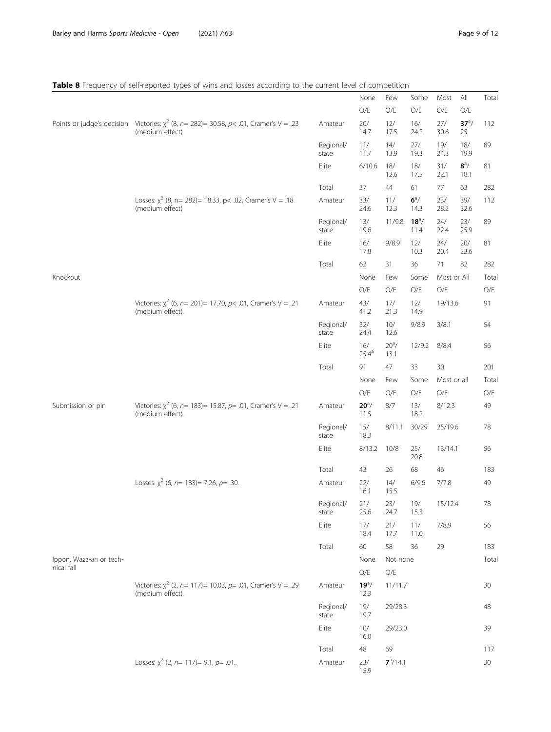**Table 8** Frequency of self-reported types of wins and losses according to the current level of competition

| | | | None | Few | Some | Most | All | Total |
|---|---|---|---|---|---|---|---|---|
| | | | O/E | O/E | O/E | O/E | O/E | |
| Points or judge's decision | Victories: $\chi^2$ (8, $n$= 282)= 30.58, $p$< .01, Cramer's V = .23 (medium effect) | Amateur | 20/ 14.7 | 12/ 17.5 | 16/ 24.2 | 27/ 30.6 | **37**[a]/ 25 | 112 |
| | | Regional/ state | 11/ 11.7 | 14/ 13.9 | 27/ 19.3 | 19/ 24.3 | 18/ 19.9 | 89 |
| | | Elite | 6/10.6 | 18/ 12.6 | 18/ 17.5 | 31/ 22.1 | **8**[a]/ 18.1 | 81 |
| | | Total | 37 | 44 | 61 | 77 | 63 | 282 |
| | Losses: $\chi^2$ (8, n= 282)= 18.33, p< .02, Cramer's V = .18 (medium effect) | Amateur | 33/ 24.6 | 11/ 12.3 | **6**[a]/ 14.3 | 23/ 28.2 | 39/ 32.6 | 112 |
| | | Regional/ state | 13/ 19.6 | 11/9.8 | **18**[a]/ 11.4 | 24/ 22.4 | 23/ 25.9 | 89 |
| | | Elite | 16/ 17.8 | 9/8.9 | 12/ 10.3 | 24/ 20.4 | 20/ 23.6 | 81 |
| | | Total | 62 | 31 | 36 | 71 | 82 | 282 |
| Knockout | | | None | Few | Some | Most or All | | Total |
| | | | O/E | O/E | O/E | O/E | | O/E |
| | Victories: $\chi^2$ (6, $n$= 201)= 17.70, $p$< .01, Cramer's V = .21 (medium effect). | Amateur | 43/ 41.2 | 17/ 21.3 | 12/ 14.9 | 19/13.6 | | 91 |
| | | Regional/ state | 32/ 24.4 | 10/ 12.6 | 9/8.9 | 3/8.1 | | 54 |
| | | Elite | 16/ 25.4[a] | 20[a]/ 13.1 | 12/9.2 | 8/8.4 | | 56 |
| | | Total | 91 | 47 | 33 | 30 | | 201 |
| | | | None | Few | Some | Most or all | | Total |
| | | | O/E | O/E | O/E | O/E | | O/E |
| Submission or pin | Victories: $\chi^2$ (6, $n$= 183)= 15.87, $p$= .01, Cramer's V = .21 (medium effect). | Amateur | **20**[a]/ 11.5 | 8/7 | 13/ 18.2 | 8/12.3 | | 49 |
| | | Regional/ state | 15/ 18.3 | 8/11.1 | 30/29 | 25/19.6 | | 78 |
| | | Elite | 8/13.2 | 10/8 | 25/ 20.8 | 13/14.1 | | 56 |
| | | Total | 43 | 26 | 68 | 46 | | 183 |
| | Losses: $\chi^2$ (6, $n$= 183)= 7.26, $p$= .30. | Amateur | 22/ 16.1 | 14/ 15.5 | 6/9.6 | 7/7.8 | | 49 |
| | | Regional/ state | 21/ 25.6 | 23/ 24.7 | 19/ 15.3 | 15/12.4 | | 78 |
| | | Elite | 17/ 18.4 | 21/ 17.7 | 11/ 11.0 | 7/8.9 | | 56 |
| | | Total | 60 | 58 | 36 | 29 | | 183 |
| Ippon, Waza-ari or technical fall | | | None | Not none | | | | Total |
| | | | O/E | O/E | | | | |
| | Victories: $\chi^2$ (2, $n$= 117)= 10.03, $p$= .01, Cramer's V = .29 (medium effect). | Amateur | **19**[a]/ 12.3 | 11/11.7 | | | | 30 |
| | | Regional/ state | 19/ 19.7 | 29/28.3 | | | | 48 |
| | | Elite | 10/ 16.0 | 29/23.0 | | | | 39 |
| | | Total | 48 | 69 | | | | 117 |
| | Losses: $\chi^2$ (2, $n$= 117)= 9.1, $p$= .01. | Amateur | 23/ 15.9 | **7**[a]/14.1 | | | | 30 |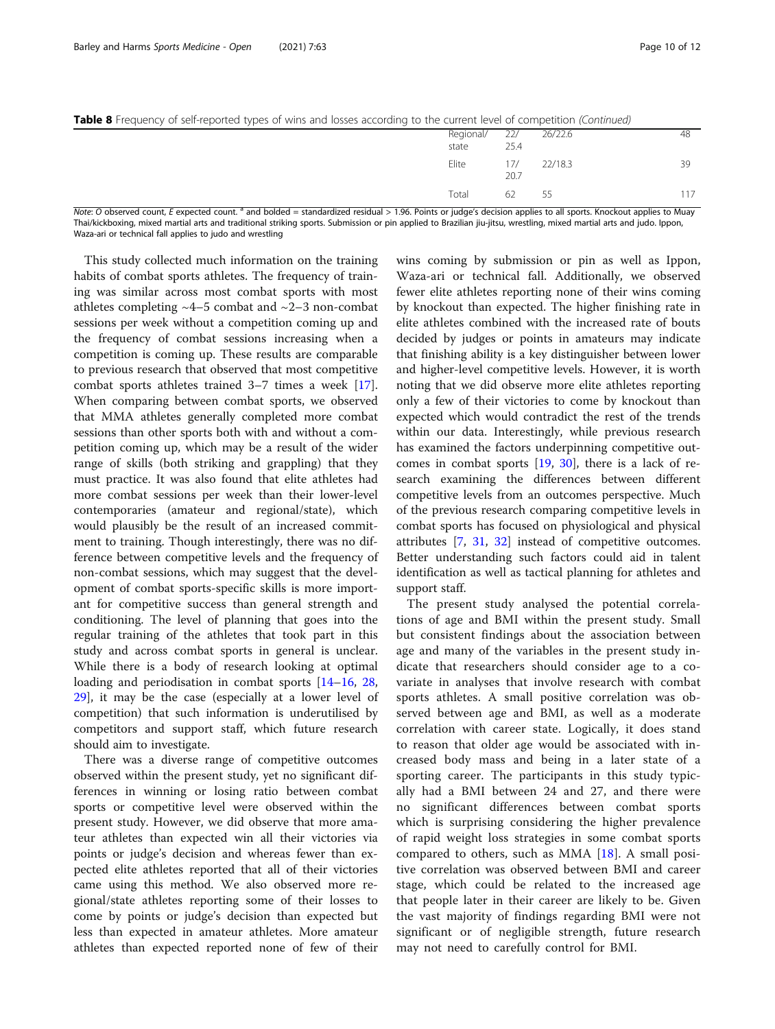**Table 8** Frequency of self-reported types of wins and losses according to the current level of competition *(Continued)*

| | | | | |
|---|---|---|---|---|
| Regional/ state | 22/ 25.4 | 26/22.6 | | 48 |
| Elite | 17/ 20.7 | 22/18.3 | | 39 |
| Total | 62 | 55 | | 117 |

*Note*: *O* observed count, *E* expected count. [a] and bolded = standardized residual > 1.96. Points or judge's decision applies to all sports. Knockout applies to Muay Thai/kickboxing, mixed martial arts and traditional striking sports. Submission or pin applied to Brazilian jiu-jitsu, wrestling, mixed martial arts and judo. Ippon, Waza-ari or technical fall applies to judo and wrestling

This study collected much information on the training habits of combat sports athletes. The frequency of training was similar across most combat sports with most athletes completing ~4–5 combat and ~2–3 non-combat sessions per week without a competition coming up and the frequency of combat sessions increasing when a competition is coming up. These results are comparable to previous research that observed that most competitive combat sports athletes trained 3–7 times a week [17]. When comparing between combat sports, we observed that MMA athletes generally completed more combat sessions than other sports both with and without a competition coming up, which may be a result of the wider range of skills (both striking and grappling) that they must practice. It was also found that elite athletes had more combat sessions per week than their lower-level contemporaries (amateur and regional/state), which would plausibly be the result of an increased commitment to training. Though interestingly, there was no difference between competitive levels and the frequency of non-combat sessions, which may suggest that the development of combat sports-specific skills is more important for competitive success than general strength and conditioning. The level of planning that goes into the regular training of the athletes that took part in this study and across combat sports in general is unclear. While there is a body of research looking at optimal loading and periodisation in combat sports [14–16, 28, 29], it may be the case (especially at a lower level of competition) that such information is underutilised by competitors and support staff, which future research should aim to investigate.

There was a diverse range of competitive outcomes observed within the present study, yet no significant differences in winning or losing ratio between combat sports or competitive level were observed within the present study. However, we did observe that more amateur athletes than expected win all their victories via points or judge's decision and whereas fewer than expected elite athletes reported that all of their victories came using this method. We also observed more regional/state athletes reporting some of their losses to come by points or judge's decision than expected but less than expected in amateur athletes. More amateur athletes than expected reported none of few of their wins coming by submission or pin as well as Ippon, Waza-ari or technical fall. Additionally, we observed fewer elite athletes reporting none of their wins coming by knockout than expected. The higher finishing rate in elite athletes combined with the increased rate of bouts decided by judges or points in amateurs may indicate that finishing ability is a key distinguisher between lower and higher-level competitive levels. However, it is worth noting that we did observe more elite athletes reporting only a few of their victories to come by knockout than expected which would contradict the rest of the trends within our data. Interestingly, while previous research has examined the factors underpinning competitive outcomes in combat sports [19, 30], there is a lack of research examining the differences between different competitive levels from an outcomes perspective. Much of the previous research comparing competitive levels in combat sports has focused on physiological and physical attributes [7, 31, 32] instead of competitive outcomes. Better understanding such factors could aid in talent identification as well as tactical planning for athletes and support staff.

The present study analysed the potential correlations of age and BMI within the present study. Small but consistent findings about the association between age and many of the variables in the present study indicate that researchers should consider age to a covariate in analyses that involve research with combat sports athletes. A small positive correlation was observed between age and BMI, as well as a moderate correlation with career state. Logically, it does stand to reason that older age would be associated with increased body mass and being in a later state of a sporting career. The participants in this study typically had a BMI between 24 and 27, and there were no significant differences between combat sports which is surprising considering the higher prevalence of rapid weight loss strategies in some combat sports compared to others, such as MMA [18]. A small positive correlation was observed between BMI and career stage, which could be related to the increased age that people later in their career are likely to be. Given the vast majority of findings regarding BMI were not significant or of negligible strength, future research may not need to carefully control for BMI.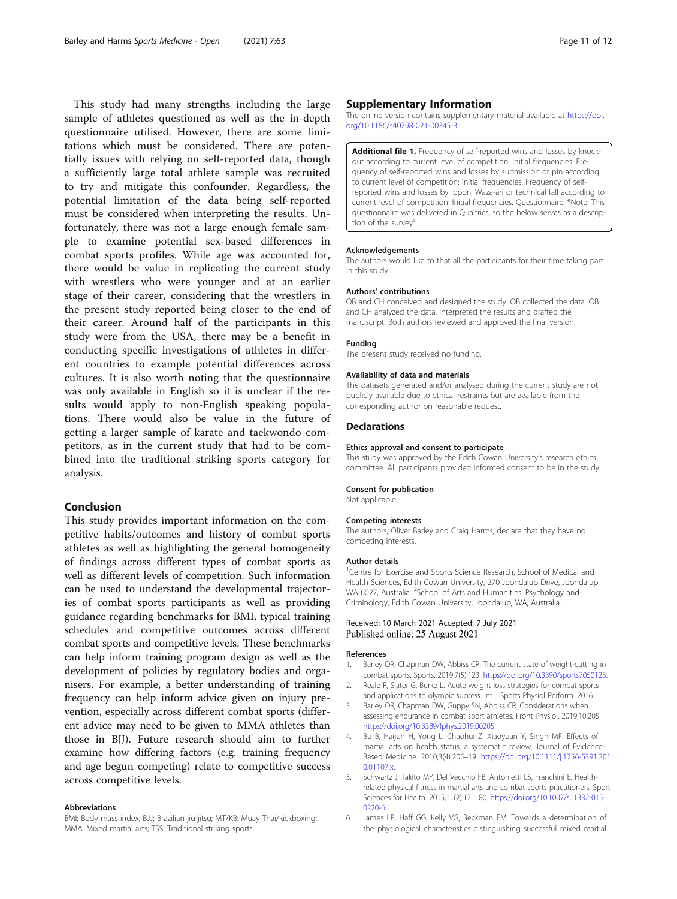This study had many strengths including the large sample of athletes questioned as well as the in-depth questionnaire utilised. However, there are some limitations which must be considered. There are potentially issues with relying on self-reported data, though a sufficiently large total athlete sample was recruited to try and mitigate this confounder. Regardless, the potential limitation of the data being self-reported must be considered when interpreting the results. Unfortunately, there was not a large enough female sample to examine potential sex-based differences in combat sports profiles. While age was accounted for, there would be value in replicating the current study with wrestlers who were younger and at an earlier stage of their career, considering that the wrestlers in the present study reported being closer to the end of their career. Around half of the participants in this study were from the USA, there may be a benefit in conducting specific investigations of athletes in different countries to example potential differences across cultures. It is also worth noting that the questionnaire was only available in English so it is unclear if the results would apply to non-English speaking populations. There would also be value in the future of getting a larger sample of karate and taekwondo competitors, as in the current study that had to be combined into the traditional striking sports category for analysis.

## Conclusion

This study provides important information on the competitive habits/outcomes and history of combat sports athletes as well as highlighting the general homogeneity of findings across different types of combat sports as well as different levels of competition. Such information can be used to understand the developmental trajectories of combat sports participants as well as providing guidance regarding benchmarks for BMI, typical training schedules and competitive outcomes across different combat sports and competitive levels. These benchmarks can help inform training program design as well as the development of policies by regulatory bodies and organisers. For example, a better understanding of training frequency can help inform advice given on injury prevention, especially across different combat sports (different advice may need to be given to MMA athletes than those in BJJ). Future research should aim to further examine how differing factors (e.g. training frequency and age begun competing) relate to competitive success across competitive levels.

### Abbreviations

BMI: Body mass index; BJJ: Brazilian jiu-jitsu; MT/KB: Muay Thai/kickboxing; MMA: Mixed martial arts; TSS: Traditional striking sports

## Supplementary Information

The online version contains supplementary material available at https://doi.org/10.1186/s40798-021-00345-3.

**Additional file 1.** Frequency of self-reported wins and losses by knockout according to current level of competition: Initial frequencies. Frequency of self-reported wins and losses by submission or pin according to current level of competition: Initial frequencies. Frequency of self-reported wins and losses by Ippon, Waza-ari or technical fall according to current level of competition: Initial frequencies. Questionnaire: *Note: This questionnaire was delivered in Qualtrics, so the below serves as a description of the survey*.

### Acknowledgements

The authors would like to that all the participants for their time taking part in this study

### Authors' contributions

OB and CH conceived and designed the study. OB collected the data. OB and CH analyzed the data, interpreted the results and drafted the manuscript. Both authors reviewed and approved the final version.

### Funding

The present study received no funding.

### Availability of data and materials

The datasets generated and/or analysed during the current study are not publicly available due to ethical restraints but are available from the corresponding author on reasonable request.

## Declarations

### Ethics approval and consent to participate

This study was approved by the Edith Cowan University's research ethics committee. All participants provided informed consent to be in the study.

### Consent for publication

Not applicable.

### Competing interests

The authors, Oliver Barley and Craig Harms, declare that they have no competing interests.

### Author details

[1]Centre for Exercise and Sports Science Research, School of Medical and Health Sciences, Edith Cowan University, 270 Joondalup Drive, Joondalup, WA 6027, Australia. [2]School of Arts and Humanities, Psychology and Criminology, Edith Cowan University, Joondalup, WA, Australia.

Received: 10 March 2021 Accepted: 7 July 2021
Published online: 25 August 2021

### References

1. Barley OR, Chapman DW, Abbiss CR. The current state of weight-cutting in combat sports. Sports. 2019;7(5):123. https://doi.org/10.3390/sports7050123.
2. Reale R, Slater G, Burke L. Acute weight loss strategies for combat sports and applications to olympic success. Int J Sports Physiol Perform. 2016.
3. Barley OR, Chapman DW, Guppy SN, Abbiss CR. Considerations when assessing endurance in combat sport athletes. Front Physiol. 2019;10:205. https://doi.org/10.3389/fphys.2019.00205.
4. Bu B, Haijun H, Yong L, Chaohui Z, Xiaoyuan Y, Singh MF. Effects of martial arts on health status: a systematic review. Journal of Evidence-Based Medicine. 2010;3(4):205–19. https://doi.org/10.1111/j.1756-5391.2010.01107.x.
5. Schwartz J, Takito MY, Del Vecchio FB, Antonietti LS, Franchini E. Health-related physical fitness in martial arts and combat sports practitioners. Sport Sciences for Health. 2015;11(2):171–80. https://doi.org/10.1007/s11332-015-0220-6.
6. James LP, Haff GG, Kelly VG, Beckman EM. Towards a determination of the physiological characteristics distinguishing successful mixed martial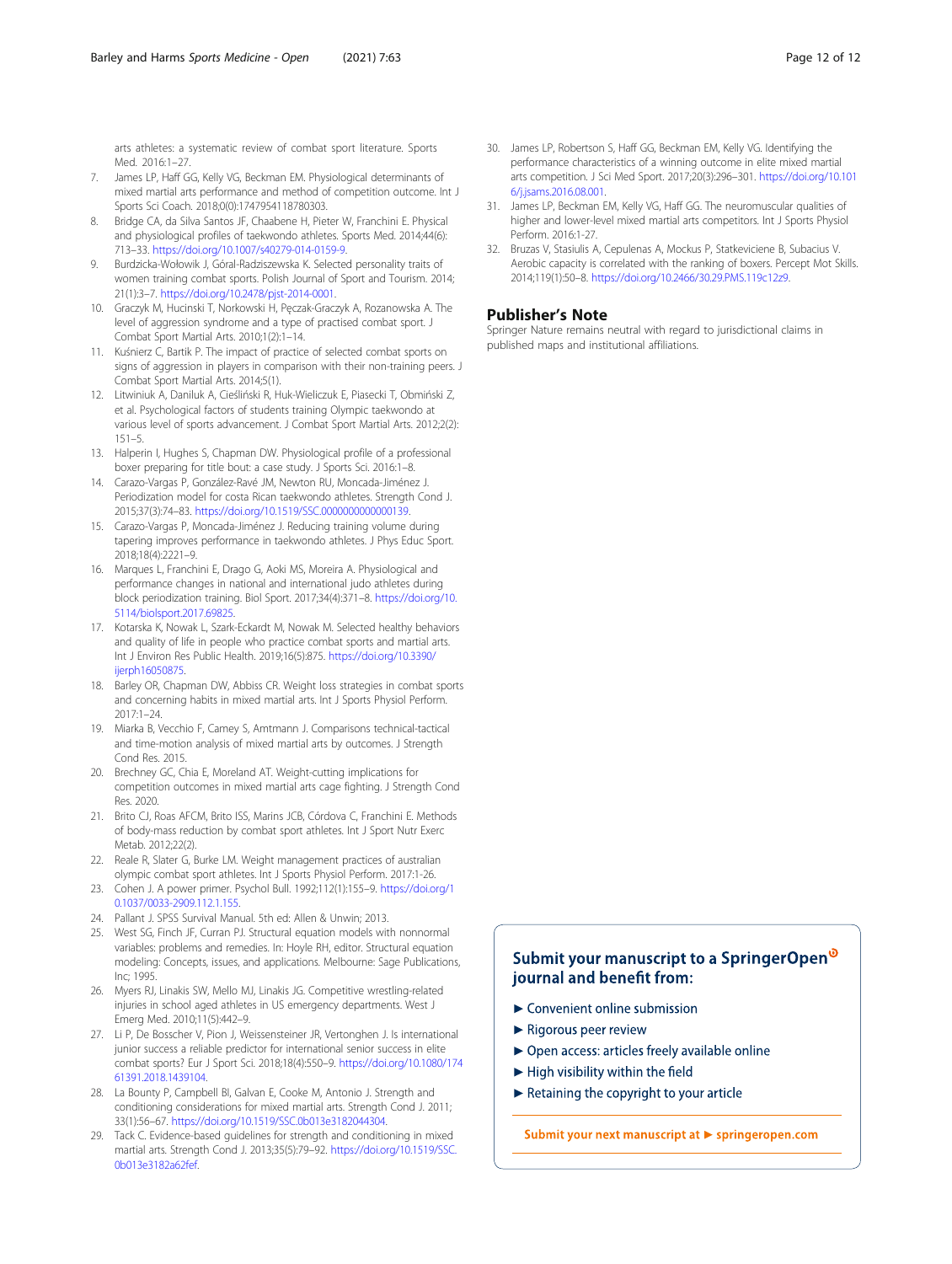arts athletes: a systematic review of combat sport literature. Sports Med. 2016:1–27.

7. James LP, Haff GG, Kelly VG, Beckman EM. Physiological determinants of mixed martial arts performance and method of competition outcome. Int J Sports Sci Coach. 2018;0(0):1747954118780303.
8. Bridge CA, da Silva Santos JF, Chaabene H, Pieter W, Franchini E. Physical and physiological profiles of taekwondo athletes. Sports Med. 2014;44(6): 713–33. https://doi.org/10.1007/s40279-014-0159-9.
9. Burdzicka-Wołowik J, Góral-Radziszewska K. Selected personality traits of women training combat sports. Polish Journal of Sport and Tourism. 2014; 21(1):3–7. https://doi.org/10.2478/pjst-2014-0001.
10. Graczyk M, Hucinski T, Norkowski H, Pęczak-Graczyk A, Rozanowska A. The level of aggression syndrome and a type of practised combat sport. J Combat Sport Martial Arts. 2010;1(2):1–14.
11. Kuśnierz C, Bartik P. The impact of practice of selected combat sports on signs of aggression in players in comparison with their non-training peers. J Combat Sport Martial Arts. 2014;5(1).
12. Litwiniuk A, Daniluk A, Cieśliński R, Huk-Wieliczuk E, Piasecki T, Obmiński Z, et al. Psychological factors of students training Olympic taekwondo at various level of sports advancement. J Combat Sport Martial Arts. 2012;2(2): 151–5.
13. Halperin I, Hughes S, Chapman DW. Physiological profile of a professional boxer preparing for title bout: a case study. J Sports Sci. 2016:1–8.
14. Carazo-Vargas P, González-Ravé JM, Newton RU, Moncada-Jiménez J. Periodization model for costa Rican taekwondo athletes. Strength Cond J. 2015;37(3):74–83. https://doi.org/10.1519/SSC.0000000000000139.
15. Carazo-Vargas P, Moncada-Jiménez J. Reducing training volume during tapering improves performance in taekwondo athletes. J Phys Educ Sport. 2018;18(4):2221–9.
16. Marques L, Franchini E, Drago G, Aoki MS, Moreira A. Physiological and performance changes in national and international judo athletes during block periodization training. Biol Sport. 2017;34(4):371–8. https://doi.org/10.5114/biolsport.2017.69825.
17. Kotarska K, Nowak L, Szark-Eckardt M, Nowak M. Selected healthy behaviors and quality of life in people who practice combat sports and martial arts. Int J Environ Res Public Health. 2019;16(5):875. https://doi.org/10.3390/ijerph16050875.
18. Barley OR, Chapman DW, Abbiss CR. Weight loss strategies in combat sports and concerning habits in mixed martial arts. Int J Sports Physiol Perform. 2017:1–24.
19. Miarka B, Vecchio F, Camey S, Amtmann J. Comparisons technical-tactical and time-motion analysis of mixed martial arts by outcomes. J Strength Cond Res. 2015.
20. Brechney GC, Chia E, Moreland AT. Weight-cutting implications for competition outcomes in mixed martial arts cage fighting. J Strength Cond Res. 2020.
21. Brito CJ, Roas AFCM, Brito ISS, Marins JCB, Córdova C, Franchini E. Methods of body-mass reduction by combat sport athletes. Int J Sport Nutr Exerc Metab. 2012;22(2).
22. Reale R, Slater G, Burke LM. Weight management practices of australian olympic combat sport athletes. Int J Sports Physiol Perform. 2017:1-26.
23. Cohen J. A power primer. Psychol Bull. 1992;112(1):155–9. https://doi.org/10.1037/0033-2909.112.1.155.
24. Pallant J. SPSS Survival Manual. 5th ed: Allen & Unwin; 2013.
25. West SG, Finch JF, Curran PJ. Structural equation models with nonnormal variables: problems and remedies. In: Hoyle RH, editor. Structural equation modeling: Concepts, issues, and applications. Melbourne: Sage Publications, Inc; 1995.
26. Myers RJ, Linakis SW, Mello MJ, Linakis JG. Competitive wrestling-related injuries in school aged athletes in US emergency departments. West J Emerg Med. 2010;11(5):442–9.
27. Li P, De Bosscher V, Pion J, Weissensteiner JR, Vertonghen J. Is international junior success a reliable predictor for international senior success in elite combat sports? Eur J Sport Sci. 2018;18(4):550–9. https://doi.org/10.1080/17461391.2018.1439104.
28. La Bounty P, Campbell BI, Galvan E, Cooke M, Antonio J. Strength and conditioning considerations for mixed martial arts. Strength Cond J. 2011; 33(1):56–67. https://doi.org/10.1519/SSC.0b013e3182044304.
29. Tack C. Evidence-based guidelines for strength and conditioning in mixed martial arts. Strength Cond J. 2013;35(5):79–92. https://doi.org/10.1519/SSC.0b013e3182a62fef.
30. James LP, Robertson S, Haff GG, Beckman EM, Kelly VG. Identifying the performance characteristics of a winning outcome in elite mixed martial arts competition. J Sci Med Sport. 2017;20(3):296–301. https://doi.org/10.1016/j.jsams.2016.08.001.
31. James LP, Beckman EM, Kelly VG, Haff GG. The neuromuscular qualities of higher and lower-level mixed martial arts competitors. Int J Sports Physiol Perform. 2016:1-27.
32. Bruzas V, Stasiulis A, Cepulenas A, Mockus P, Statkeviciene B, Subacius V. Aerobic capacity is correlated with the ranking of boxers. Percept Mot Skills. 2014;119(1):50–8. https://doi.org/10.2466/30.29.PMS.119c12z9.

## Publisher's Note

Springer Nature remains neutral with regard to jurisdictional claims in published maps and institutional affiliations.

**Submit your manuscript to a SpringerOpen journal and benefit from:**

- Convenient online submission
- Rigorous peer review
- Open access: articles freely available online
- High visibility within the field
- Retaining the copyright to your article

**Submit your next manuscript at ▶ springeropen.com**